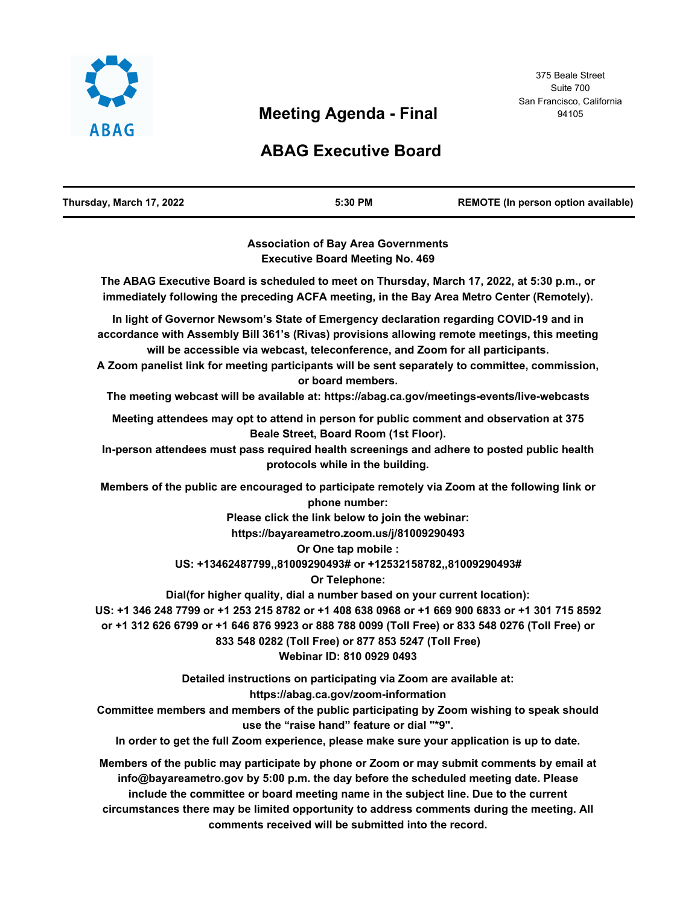ABAG

# Meeting Agenda - Final

# ABAG Executive Board

375 Beale Street
Suite 700
San Francisco, California
94105

| Thursday, March 17, 2022 | 5:30 PM | REMOTE (In person option available) |
|---|---|---|

**Association of Bay Area Governments**
**Executive Board Meeting No. 469**

**The ABAG Executive Board is scheduled to meet on Thursday, March 17, 2022, at 5:30 p.m., or immediately following the preceding ACFA meeting, in the Bay Area Metro Center (Remotely).**

**In light of Governor Newsom's State of Emergency declaration regarding COVID-19 and in accordance with Assembly Bill 361's (Rivas) provisions allowing remote meetings, this meeting will be accessible via webcast, teleconference, and Zoom for all participants.**
**A Zoom panelist link for meeting participants will be sent separately to committee, commission, or board members.**
**The meeting webcast will be available at: https://abag.ca.gov/meetings-events/live-webcasts**

**Meeting attendees may opt to attend in person for public comment and observation at 375 Beale Street, Board Room (1st Floor).**
**In-person attendees must pass required health screenings and adhere to posted public health protocols while in the building.**

**Members of the public are encouraged to participate remotely via Zoom at the following link or phone number:**
**Please click the link below to join the webinar:**
**https://bayareametro.zoom.us/j/81009290493**
**Or One tap mobile :**
**US: +13462487799,,81009290493# or +12532158782,,81009290493#**
**Or Telephone:**
**Dial(for higher quality, dial a number based on your current location):**
**US: +1 346 248 7799 or +1 253 215 8782 or +1 408 638 0968 or +1 669 900 6833 or +1 301 715 8592 or +1 312 626 6799 or +1 646 876 9923 or 888 788 0099 (Toll Free) or 833 548 0276 (Toll Free) or 833 548 0282 (Toll Free) or 877 853 5247 (Toll Free)**
**Webinar ID: 810 0929 0493**

**Detailed instructions on participating via Zoom are available at:**
**https://abag.ca.gov/zoom-information**
**Committee members and members of the public participating by Zoom wishing to speak should use the "raise hand" feature or dial "*9".**
**In order to get the full Zoom experience, please make sure your application is up to date.**

**Members of the public may participate by phone or Zoom or may submit comments by email at info@bayareametro.gov by 5:00 p.m. the day before the scheduled meeting date. Please include the committee or board meeting name in the subject line. Due to the current circumstances there may be limited opportunity to address comments during the meeting. All comments received will be submitted into the record.**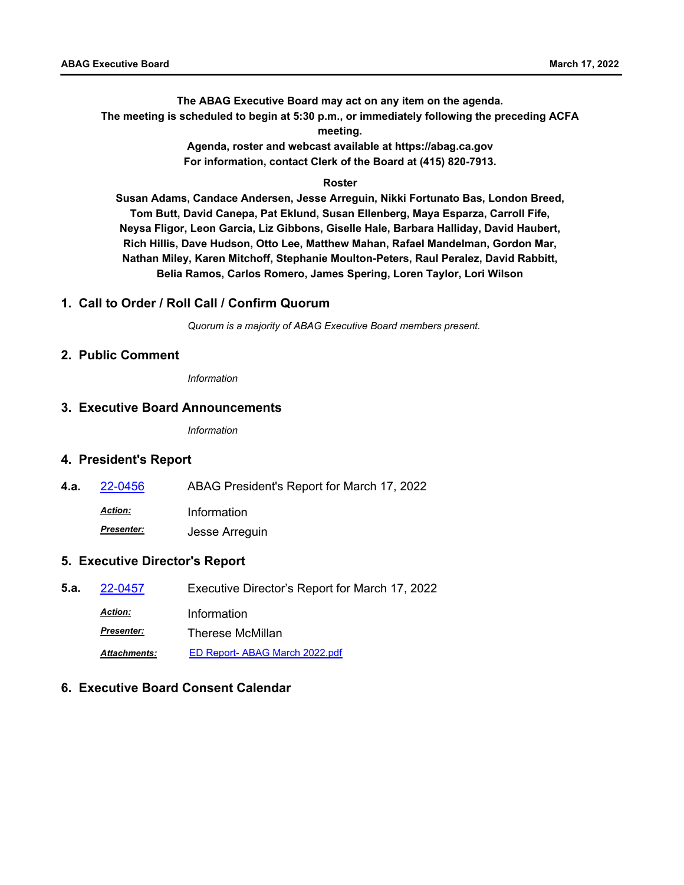**The ABAG Executive Board may act on any item on the agenda.**
**The meeting is scheduled to begin at 5:30 p.m., or immediately following the preceding ACFA meeting.**
**Agenda, roster and webcast available at https://abag.ca.gov**
**For information, contact Clerk of the Board at (415) 820-7913.**

**Roster**

**Susan Adams, Candace Andersen, Jesse Arreguin, Nikki Fortunato Bas, London Breed, Tom Butt, David Canepa, Pat Eklund, Susan Ellenberg, Maya Esparza, Carroll Fife, Neysa Fligor, Leon Garcia, Liz Gibbons, Giselle Hale, Barbara Halliday, David Haubert, Rich Hillis, Dave Hudson, Otto Lee, Matthew Mahan, Rafael Mandelman, Gordon Mar, Nathan Miley, Karen Mitchoff, Stephanie Moulton-Peters, Raul Peralez, David Rabbitt, Belia Ramos, Carlos Romero, James Spering, Loren Taylor, Lori Wilson**

## 1. Call to Order / Roll Call / Confirm Quorum

*Quorum is a majority of ABAG Executive Board members present.*

## 2. Public Comment

*Information*

## 3. Executive Board Announcements

*Information*

## 4. President's Report

**4.a.** 22-0456 ABAG President's Report for March 17, 2022

***Action:*** Information

***Presenter:*** Jesse Arreguin

## 5. Executive Director's Report

**5.a.** 22-0457 Executive Director's Report for March 17, 2022

***Action:*** Information

***Presenter:*** Therese McMillan

***Attachments:*** ED Report- ABAG March 2022.pdf

## 6. Executive Board Consent Calendar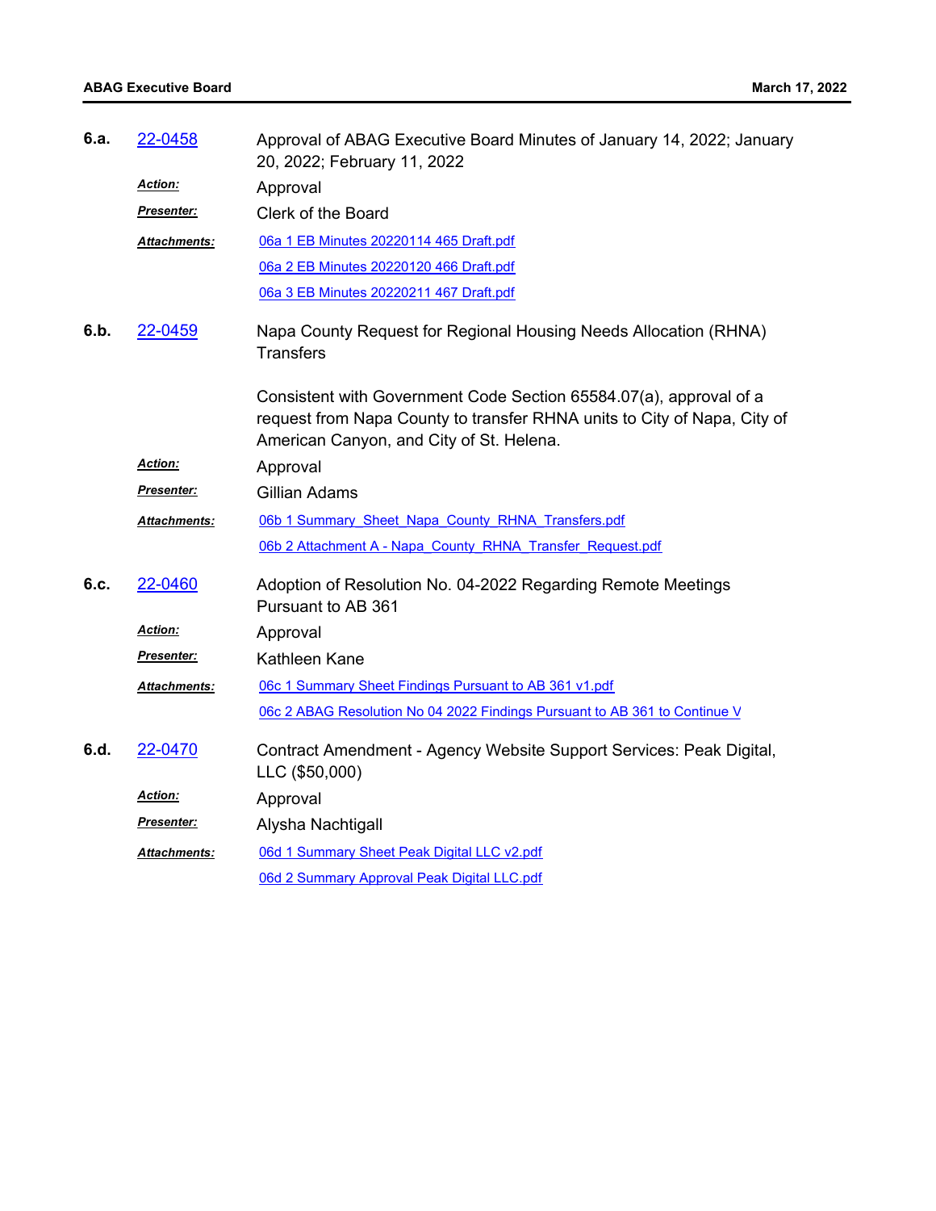**6.a.** 22-0458

Approval of ABAG Executive Board Minutes of January 14, 2022; January 20, 2022; February 11, 2022

***Action:*** Approval

***Presenter:*** Clerk of the Board

***Attachments:*** 06a 1 EB Minutes 20220114 465 Draft.pdf
06a 2 EB Minutes 20220120 466 Draft.pdf
06a 3 EB Minutes 20220211 467 Draft.pdf

**6.b.** 22-0459

Napa County Request for Regional Housing Needs Allocation (RHNA) Transfers

Consistent with Government Code Section 65584.07(a), approval of a request from Napa County to transfer RHNA units to City of Napa, City of American Canyon, and City of St. Helena.

***Action:*** Approval

***Presenter:*** Gillian Adams

***Attachments:*** 06b 1 Summary_Sheet_Napa_County_RHNA_Transfers.pdf
06b 2 Attachment A - Napa_County_RHNA_Transfer_Request.pdf

**6.c.** 22-0460

Adoption of Resolution No. 04-2022 Regarding Remote Meetings Pursuant to AB 361

***Action:*** Approval

***Presenter:*** Kathleen Kane

***Attachments:*** 06c 1 Summary Sheet Findings Pursuant to AB 361 v1.pdf
06c 2 ABAG Resolution No 04 2022 Findings Pursuant to AB 361 to Continue V

**6.d.** 22-0470

Contract Amendment - Agency Website Support Services: Peak Digital, LLC ($50,000)

***Action:*** Approval

***Presenter:*** Alysha Nachtigall

***Attachments:*** 06d 1 Summary Sheet Peak Digital LLC v2.pdf
06d 2 Summary Approval Peak Digital LLC.pdf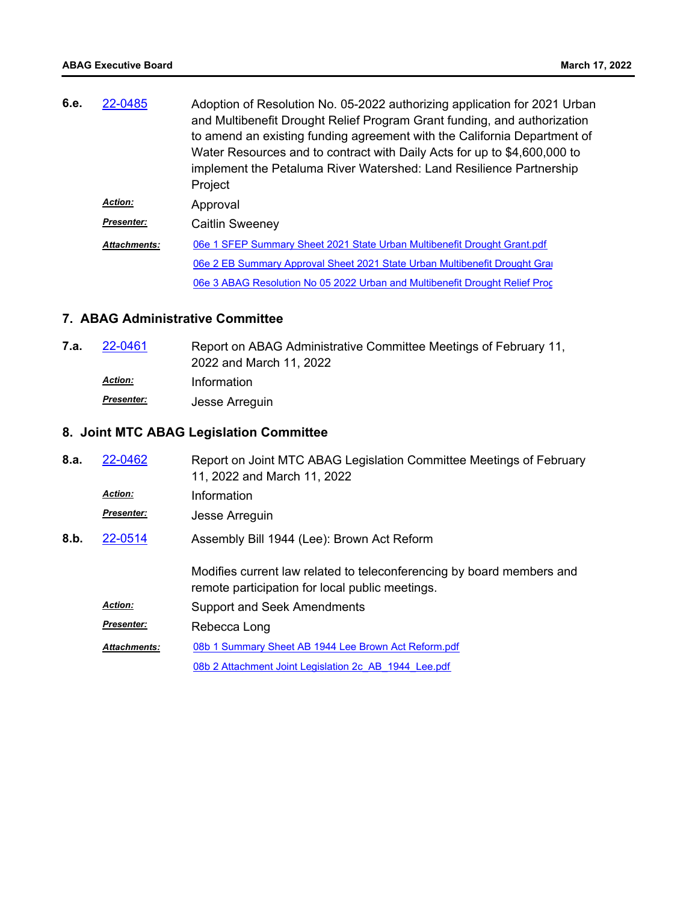**6.e.** [22-0485] Adoption of Resolution No. 05-2022 authorizing application for 2021 Urban and Multibenefit Drought Relief Program Grant funding, and authorization to amend an existing funding agreement with the California Department of Water Resources and to contract with Daily Acts for up to $4,600,000 to implement the Petaluma River Watershed: Land Resilience Partnership Project

***Action:*** Approval

***Presenter:*** Caitlin Sweeney

***Attachments:*** 06e 1 SFEP Summary Sheet 2021 State Urban Multibenefit Drought Grant.pdf
06e 2 EB Summary Approval Sheet 2021 State Urban Multibenefit Drought Grai
06e 3 ABAG Resolution No 05 2022 Urban and Multibenefit Drought Relief Proc

## 7. ABAG Administrative Committee

**7.a.** [22-0461] Report on ABAG Administrative Committee Meetings of February 11, 2022 and March 11, 2022

***Action:*** Information

***Presenter:*** Jesse Arreguin

## 8. Joint MTC ABAG Legislation Committee

**8.a.** [22-0462] Report on Joint MTC ABAG Legislation Committee Meetings of February 11, 2022 and March 11, 2022

***Action:*** Information

***Presenter:*** Jesse Arreguin

**8.b.** [22-0514] Assembly Bill 1944 (Lee): Brown Act Reform

Modifies current law related to teleconferencing by board members and remote participation for local public meetings.

***Action:*** Support and Seek Amendments

***Presenter:*** Rebecca Long

***Attachments:*** 08b 1 Summary Sheet AB 1944 Lee Brown Act Reform.pdf
08b 2 Attachment Joint Legislation 2c_AB_1944_Lee.pdf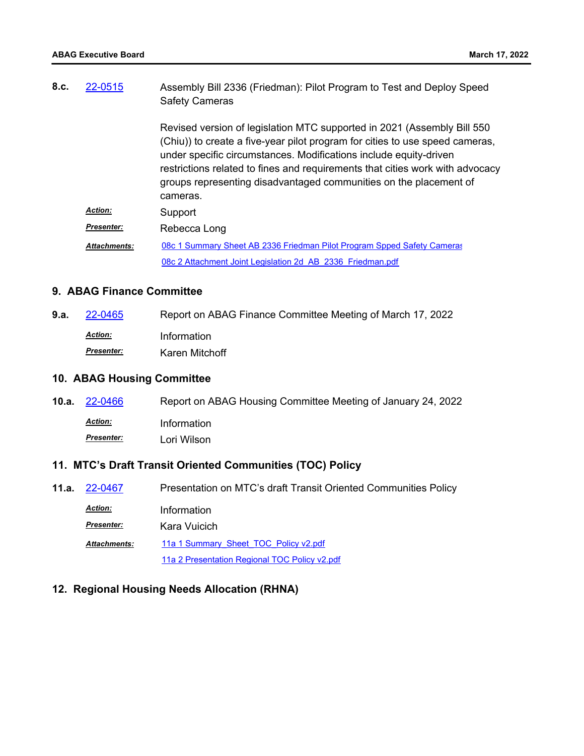**8.c.** 22-0515 Assembly Bill 2336 (Friedman): Pilot Program to Test and Deploy Speed Safety Cameras

Revised version of legislation MTC supported in 2021 (Assembly Bill 550 (Chiu)) to create a five-year pilot program for cities to use speed cameras, under specific circumstances. Modifications include equity-driven restrictions related to fines and requirements that cities work with advocacy groups representing disadvantaged communities on the placement of cameras.

***Action:*** Support

***Presenter:*** Rebecca Long

***Attachments:*** 08c 1 Summary Sheet AB 2336 Friedman Pilot Program Spped Safety Cameras

08c 2 Attachment Joint Legislation 2d_AB_2336_Friedman.pdf

## 9. ABAG Finance Committee

**9.a.** 22-0465 Report on ABAG Finance Committee Meeting of March 17, 2022

***Action:*** Information

***Presenter:*** Karen Mitchoff

## 10. ABAG Housing Committee

**10.a.** 22-0466 Report on ABAG Housing Committee Meeting of January 24, 2022

***Action:*** Information

***Presenter:*** Lori Wilson

## 11. MTC's Draft Transit Oriented Communities (TOC) Policy

**11.a.** 22-0467 Presentation on MTC's draft Transit Oriented Communities Policy

***Action:*** Information

***Presenter:*** Kara Vuicich

***Attachments:*** 11a 1 Summary_Sheet_TOC_Policy v2.pdf

11a 2 Presentation Regional TOC Policy v2.pdf

## 12. Regional Housing Needs Allocation (RHNA)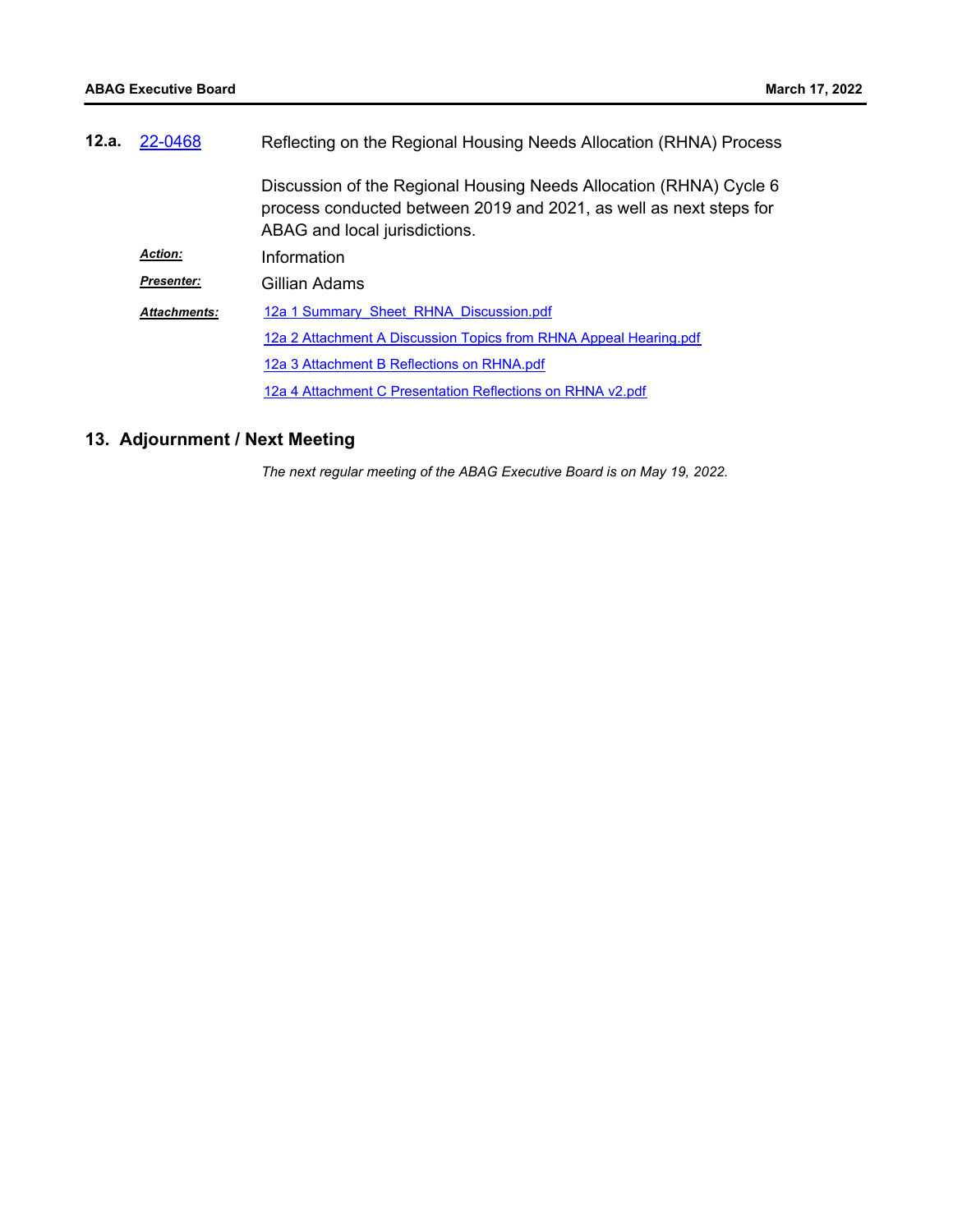**12.a.** 22-0468 Reflecting on the Regional Housing Needs Allocation (RHNA) Process

Discussion of the Regional Housing Needs Allocation (RHNA) Cycle 6 process conducted between 2019 and 2021, as well as next steps for ABAG and local jurisdictions.

***Action:*** Information

***Presenter:*** Gillian Adams

***Attachments:*** 12a 1 Summary_Sheet_RHNA_Discussion.pdf
12a 2 Attachment A Discussion Topics from RHNA Appeal Hearing.pdf
12a 3 Attachment B Reflections on RHNA.pdf
12a 4 Attachment C Presentation Reflections on RHNA v2.pdf

## 13. Adjournment / Next Meeting

*The next regular meeting of the ABAG Executive Board is on May 19, 2022.*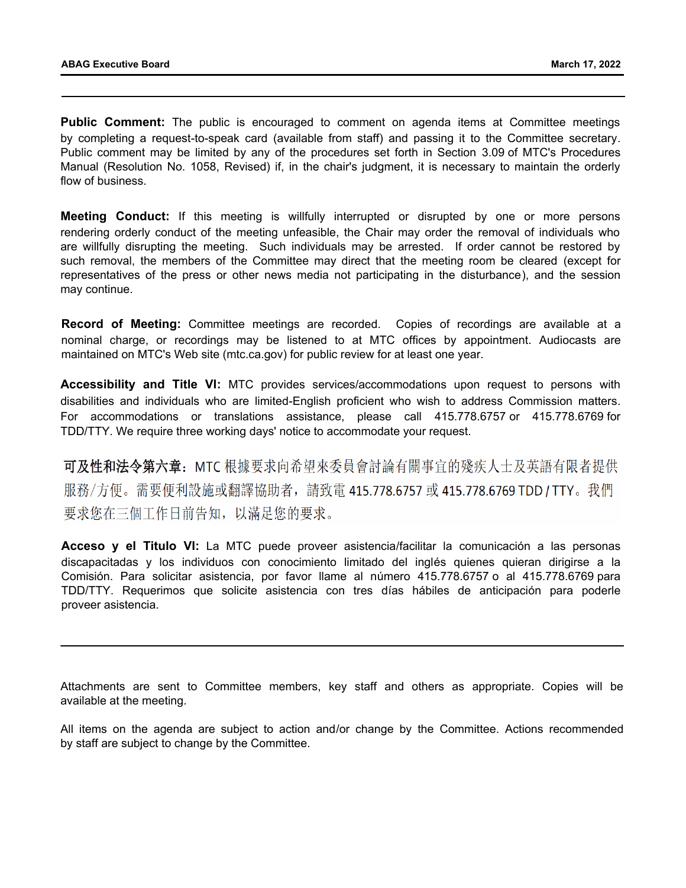**Public Comment:** The public is encouraged to comment on agenda items at Committee meetings by completing a request-to-speak card (available from staff) and passing it to the Committee secretary. Public comment may be limited by any of the procedures set forth in Section 3.09 of MTC's Procedures Manual (Resolution No. 1058, Revised) if, in the chair's judgment, it is necessary to maintain the orderly flow of business.

**Meeting Conduct:** If this meeting is willfully interrupted or disrupted by one or more persons rendering orderly conduct of the meeting unfeasible, the Chair may order the removal of individuals who are willfully disrupting the meeting. Such individuals may be arrested. If order cannot be restored by such removal, the members of the Committee may direct that the meeting room be cleared (except for representatives of the press or other news media not participating in the disturbance), and the session may continue.

**Record of Meeting:** Committee meetings are recorded. Copies of recordings are available at a nominal charge, or recordings may be listened to at MTC offices by appointment. Audiocasts are maintained on MTC's Web site (mtc.ca.gov) for public review for at least one year.

**Accessibility and Title VI:** MTC provides services/accommodations upon request to persons with disabilities and individuals who are limited-English proficient who wish to address Commission matters. For accommodations or translations assistance, please call 415.778.6757 or 415.778.6769 for TDD/TTY. We require three working days' notice to accommodate your request.

**可及性和法令第六章：**MTC 根據要求向希望來委員會討論有關事宜的殘疾人士及英語有限者提供服務/方便。需要便利設施或翻譯協助者，請致電 415.778.6757 或 415.778.6769 TDD / TTY。我們要求您在三個工作日前告知，以滿足您的要求。

**Acceso y el Titulo VI:** La MTC puede proveer asistencia/facilitar la comunicación a las personas discapacitadas y los individuos con conocimiento limitado del inglés quienes quieran dirigirse a la Comisión. Para solicitar asistencia, por favor llame al número 415.778.6757 o al 415.778.6769 para TDD/TTY. Requerimos que solicite asistencia con tres días hábiles de anticipación para poderle proveer asistencia.

---

Attachments are sent to Committee members, key staff and others as appropriate. Copies will be available at the meeting.

All items on the agenda are subject to action and/or change by the Committee. Actions recommended by staff are subject to change by the Committee.